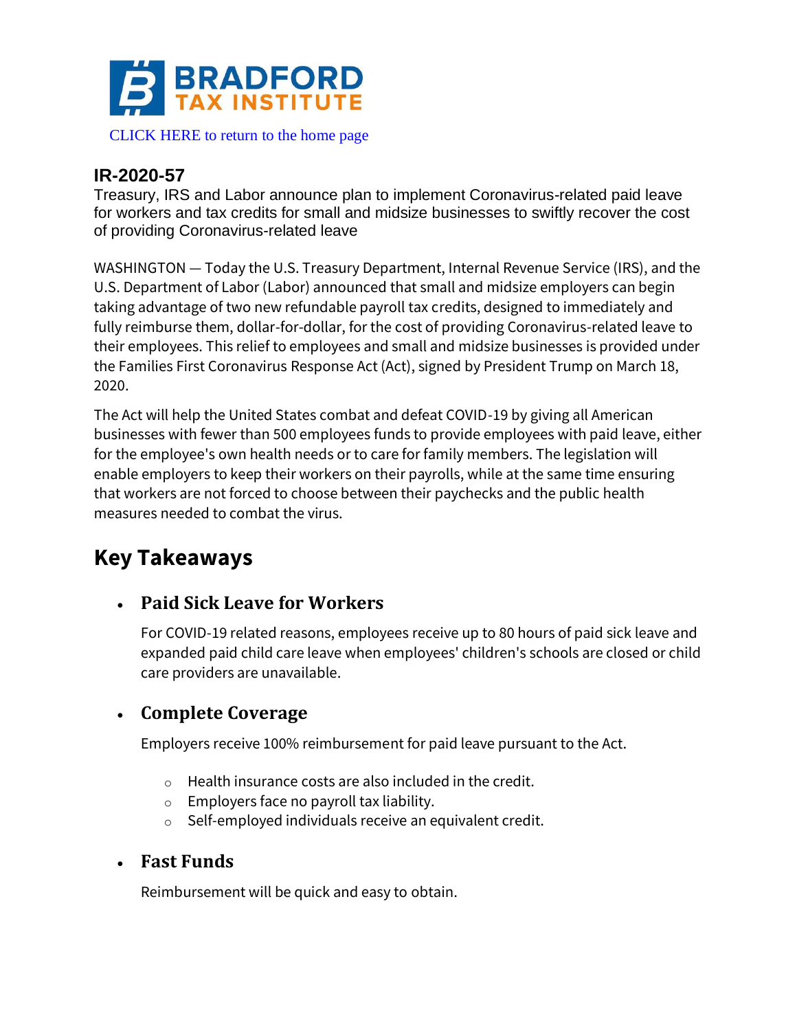BRADFORD TAX INSTITUTE

CLICK HERE to return to the home page

## IR-2020-57

Treasury, IRS and Labor announce plan to implement Coronavirus-related paid leave for workers and tax credits for small and midsize businesses to swiftly recover the cost of providing Coronavirus-related leave

WASHINGTON — Today the U.S. Treasury Department, Internal Revenue Service (IRS), and the U.S. Department of Labor (Labor) announced that small and midsize employers can begin taking advantage of two new refundable payroll tax credits, designed to immediately and fully reimburse them, dollar-for-dollar, for the cost of providing Coronavirus-related leave to their employees. This relief to employees and small and midsize businesses is provided under the Families First Coronavirus Response Act (Act), signed by President Trump on March 18, 2020.

The Act will help the United States combat and defeat COVID-19 by giving all American businesses with fewer than 500 employees funds to provide employees with paid leave, either for the employee's own health needs or to care for family members. The legislation will enable employers to keep their workers on their payrolls, while at the same time ensuring that workers are not forced to choose between their paychecks and the public health measures needed to combat the virus.

# Key Takeaways

- **Paid Sick Leave for Workers**

  For COVID-19 related reasons, employees receive up to 80 hours of paid sick leave and expanded paid child care leave when employees' children's schools are closed or child care providers are unavailable.

- **Complete Coverage**

  Employers receive 100% reimbursement for paid leave pursuant to the Act.

  - Health insurance costs are also included in the credit.
  - Employers face no payroll tax liability.
  - Self-employed individuals receive an equivalent credit.

- **Fast Funds**

  Reimbursement will be quick and easy to obtain.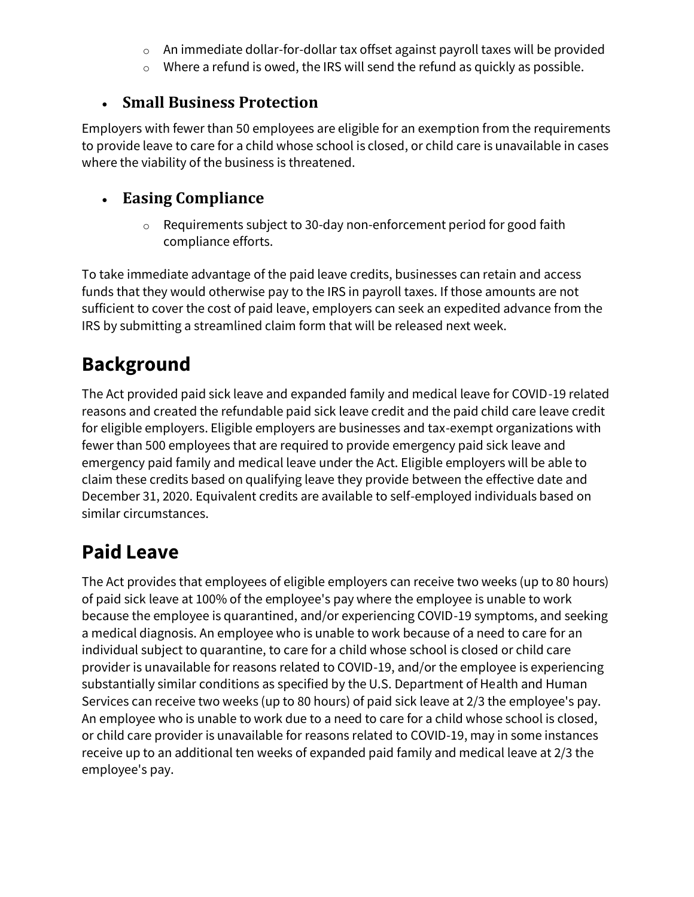- An immediate dollar-for-dollar tax offset against payroll taxes will be provided
- Where a refund is owed, the IRS will send the refund as quickly as possible.

- **Small Business Protection**

Employers with fewer than 50 employees are eligible for an exemption from the requirements to provide leave to care for a child whose school is closed, or child care is unavailable in cases where the viability of the business is threatened.

- **Easing Compliance**
  - Requirements subject to 30-day non-enforcement period for good faith compliance efforts.

To take immediate advantage of the paid leave credits, businesses can retain and access funds that they would otherwise pay to the IRS in payroll taxes. If those amounts are not sufficient to cover the cost of paid leave, employers can seek an expedited advance from the IRS by submitting a streamlined claim form that will be released next week.

## Background

The Act provided paid sick leave and expanded family and medical leave for COVID-19 related reasons and created the refundable paid sick leave credit and the paid child care leave credit for eligible employers. Eligible employers are businesses and tax-exempt organizations with fewer than 500 employees that are required to provide emergency paid sick leave and emergency paid family and medical leave under the Act. Eligible employers will be able to claim these credits based on qualifying leave they provide between the effective date and December 31, 2020. Equivalent credits are available to self-employed individuals based on similar circumstances.

## Paid Leave

The Act provides that employees of eligible employers can receive two weeks (up to 80 hours) of paid sick leave at 100% of the employee's pay where the employee is unable to work because the employee is quarantined, and/or experiencing COVID-19 symptoms, and seeking a medical diagnosis. An employee who is unable to work because of a need to care for an individual subject to quarantine, to care for a child whose school is closed or child care provider is unavailable for reasons related to COVID-19, and/or the employee is experiencing substantially similar conditions as specified by the U.S. Department of Health and Human Services can receive two weeks (up to 80 hours) of paid sick leave at 2/3 the employee's pay. An employee who is unable to work due to a need to care for a child whose school is closed, or child care provider is unavailable for reasons related to COVID-19, may in some instances receive up to an additional ten weeks of expanded paid family and medical leave at 2/3 the employee's pay.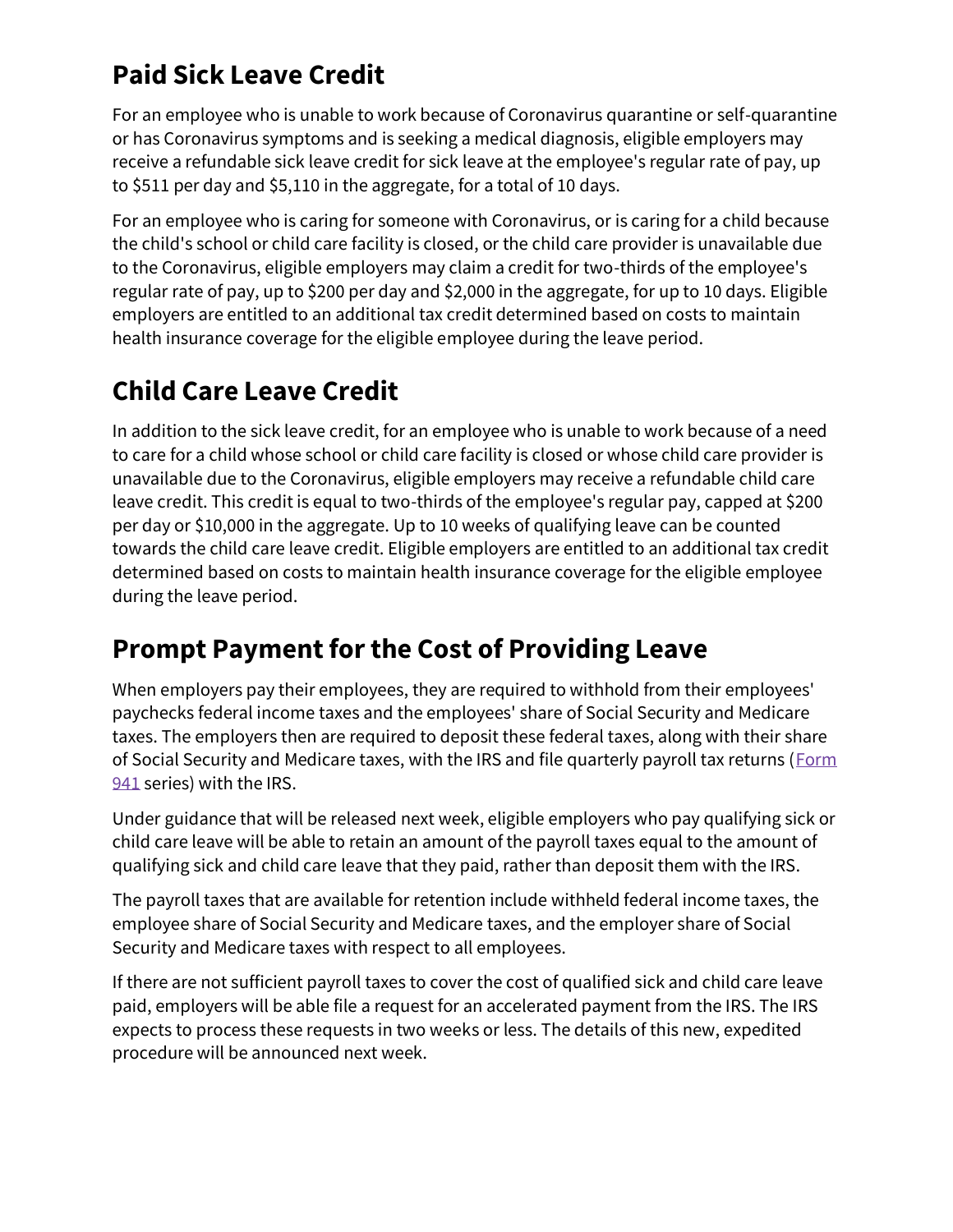## Paid Sick Leave Credit

For an employee who is unable to work because of Coronavirus quarantine or self-quarantine or has Coronavirus symptoms and is seeking a medical diagnosis, eligible employers may receive a refundable sick leave credit for sick leave at the employee's regular rate of pay, up to $511 per day and $5,110 in the aggregate, for a total of 10 days.

For an employee who is caring for someone with Coronavirus, or is caring for a child because the child's school or child care facility is closed, or the child care provider is unavailable due to the Coronavirus, eligible employers may claim a credit for two-thirds of the employee's regular rate of pay, up to $200 per day and $2,000 in the aggregate, for up to 10 days. Eligible employers are entitled to an additional tax credit determined based on costs to maintain health insurance coverage for the eligible employee during the leave period.

## Child Care Leave Credit

In addition to the sick leave credit, for an employee who is unable to work because of a need to care for a child whose school or child care facility is closed or whose child care provider is unavailable due to the Coronavirus, eligible employers may receive a refundable child care leave credit. This credit is equal to two-thirds of the employee's regular pay, capped at $200 per day or $10,000 in the aggregate. Up to 10 weeks of qualifying leave can be counted towards the child care leave credit. Eligible employers are entitled to an additional tax credit determined based on costs to maintain health insurance coverage for the eligible employee during the leave period.

## Prompt Payment for the Cost of Providing Leave

When employers pay their employees, they are required to withhold from their employees' paychecks federal income taxes and the employees' share of Social Security and Medicare taxes. The employers then are required to deposit these federal taxes, along with their share of Social Security and Medicare taxes, with the IRS and file quarterly payroll tax returns (Form 941 series) with the IRS.

Under guidance that will be released next week, eligible employers who pay qualifying sick or child care leave will be able to retain an amount of the payroll taxes equal to the amount of qualifying sick and child care leave that they paid, rather than deposit them with the IRS.

The payroll taxes that are available for retention include withheld federal income taxes, the employee share of Social Security and Medicare taxes, and the employer share of Social Security and Medicare taxes with respect to all employees.

If there are not sufficient payroll taxes to cover the cost of qualified sick and child care leave paid, employers will be able file a request for an accelerated payment from the IRS. The IRS expects to process these requests in two weeks or less. The details of this new, expedited procedure will be announced next week.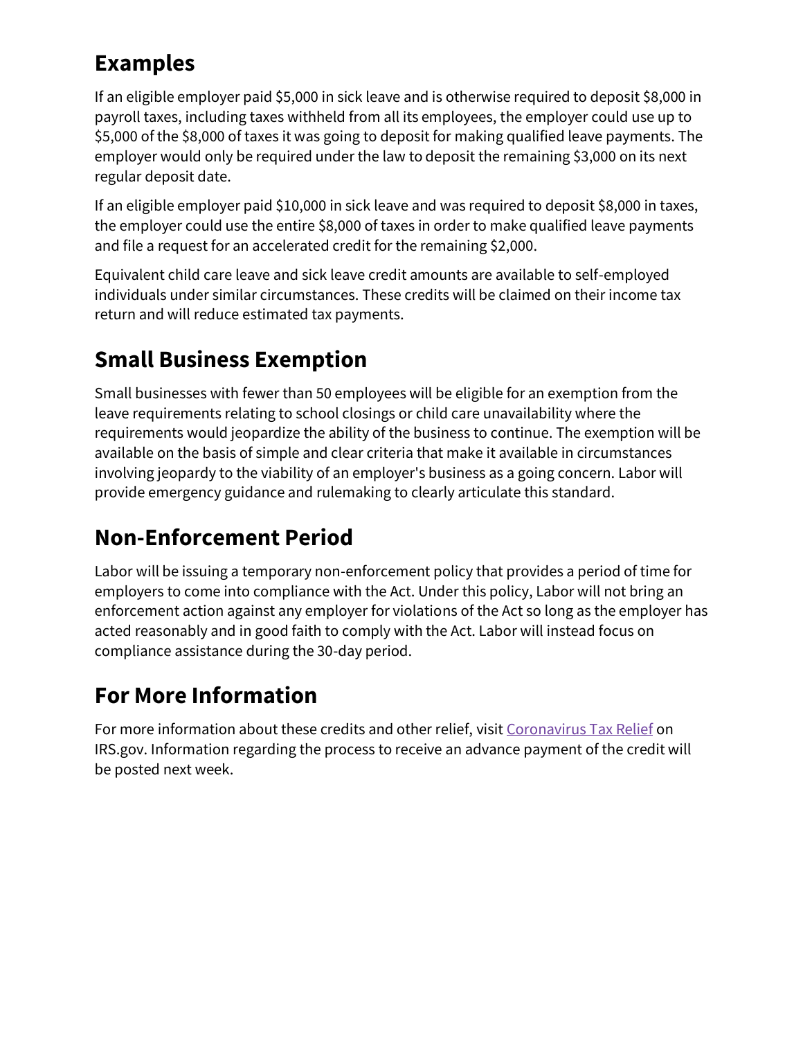## Examples

If an eligible employer paid $5,000 in sick leave and is otherwise required to deposit $8,000 in payroll taxes, including taxes withheld from all its employees, the employer could use up to $5,000 of the $8,000 of taxes it was going to deposit for making qualified leave payments. The employer would only be required under the law to deposit the remaining $3,000 on its next regular deposit date.

If an eligible employer paid $10,000 in sick leave and was required to deposit $8,000 in taxes, the employer could use the entire $8,000 of taxes in order to make qualified leave payments and file a request for an accelerated credit for the remaining $2,000.

Equivalent child care leave and sick leave credit amounts are available to self-employed individuals under similar circumstances. These credits will be claimed on their income tax return and will reduce estimated tax payments.

## Small Business Exemption

Small businesses with fewer than 50 employees will be eligible for an exemption from the leave requirements relating to school closings or child care unavailability where the requirements would jeopardize the ability of the business to continue. The exemption will be available on the basis of simple and clear criteria that make it available in circumstances involving jeopardy to the viability of an employer's business as a going concern. Labor will provide emergency guidance and rulemaking to clearly articulate this standard.

## Non-Enforcement Period

Labor will be issuing a temporary non-enforcement policy that provides a period of time for employers to come into compliance with the Act. Under this policy, Labor will not bring an enforcement action against any employer for violations of the Act so long as the employer has acted reasonably and in good faith to comply with the Act. Labor will instead focus on compliance assistance during the 30-day period.

## For More Information

For more information about these credits and other relief, visit [Coronavirus Tax Relief] on IRS.gov. Information regarding the process to receive an advance payment of the credit will be posted next week.